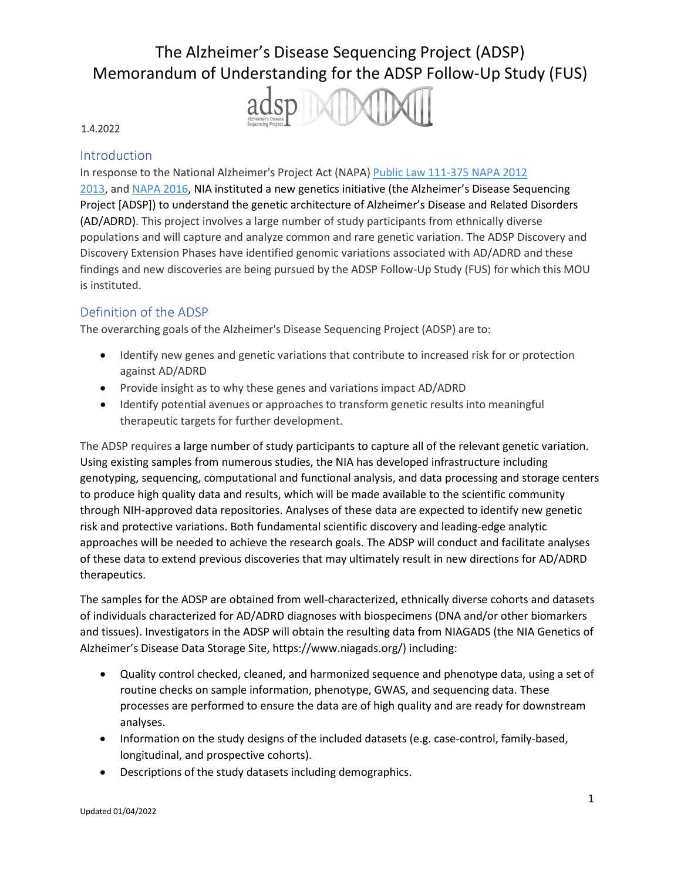# The Alzheimer's Disease Sequencing Project (ADSP) Memorandum of Understanding for the ADSP Follow-Up Study (FUS)

1.4.2022

## Introduction

In response to the National Alzheimer's Project Act (NAPA) Public Law 111-375 NAPA 2012 2013, and NAPA 2016, NIA instituted a new genetics initiative (the Alzheimer's Disease Sequencing Project [ADSP]) to understand the genetic architecture of Alzheimer's Disease and Related Disorders (AD/ADRD). This project involves a large number of study participants from ethnically diverse populations and will capture and analyze common and rare genetic variation. The ADSP Discovery and Discovery Extension Phases have identified genomic variations associated with AD/ADRD and these findings and new discoveries are being pursued by the ADSP Follow-Up Study (FUS) for which this MOU is instituted.

## Definition of the ADSP

The overarching goals of the Alzheimer's Disease Sequencing Project (ADSP) are to:

- Identify new genes and genetic variations that contribute to increased risk for or protection against AD/ADRD
- Provide insight as to why these genes and variations impact AD/ADRD
- Identify potential avenues or approaches to transform genetic results into meaningful therapeutic targets for further development.

The ADSP requires a large number of study participants to capture all of the relevant genetic variation. Using existing samples from numerous studies, the NIA has developed infrastructure including genotyping, sequencing, computational and functional analysis, and data processing and storage centers to produce high quality data and results, which will be made available to the scientific community through NIH-approved data repositories. Analyses of these data are expected to identify new genetic risk and protective variations. Both fundamental scientific discovery and leading-edge analytic approaches will be needed to achieve the research goals. The ADSP will conduct and facilitate analyses of these data to extend previous discoveries that may ultimately result in new directions for AD/ADRD therapeutics.

The samples for the ADSP are obtained from well-characterized, ethnically diverse cohorts and datasets of individuals characterized for AD/ADRD diagnoses with biospecimens (DNA and/or other biomarkers and tissues). Investigators in the ADSP will obtain the resulting data from NIAGADS (the NIA Genetics of Alzheimer's Disease Data Storage Site, https://www.niagads.org/) including:

- Quality control checked, cleaned, and harmonized sequence and phenotype data, using a set of routine checks on sample information, phenotype, GWAS, and sequencing data. These processes are performed to ensure the data are of high quality and are ready for downstream analyses.
- Information on the study designs of the included datasets (e.g. case-control, family-based, longitudinal, and prospective cohorts).
- Descriptions of the study datasets including demographics.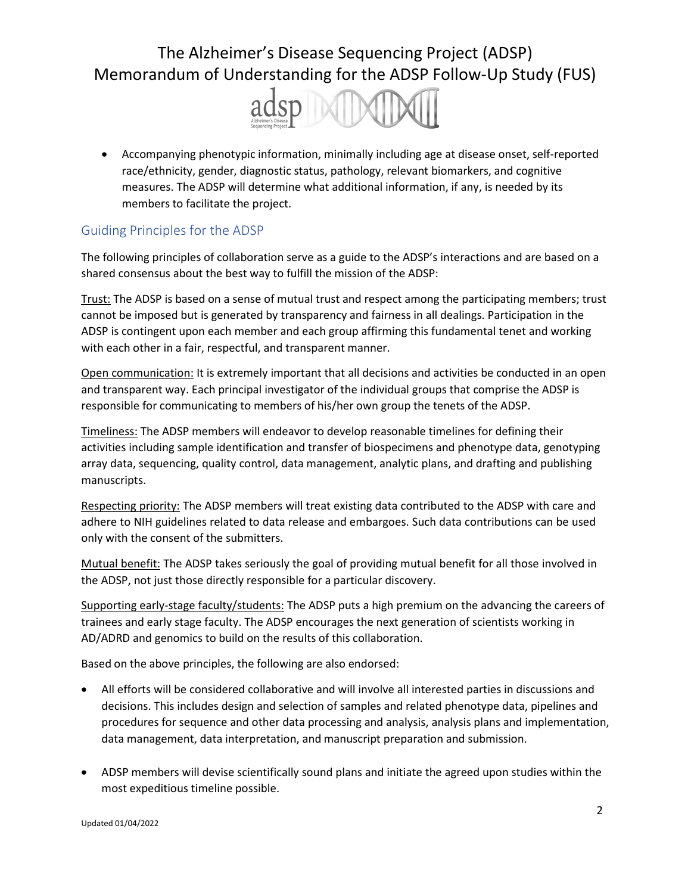- Accompanying phenotypic information, minimally including age at disease onset, self-reported race/ethnicity, gender, diagnostic status, pathology, relevant biomarkers, and cognitive measures. The ADSP will determine what additional information, if any, is needed by its members to facilitate the project.

## Guiding Principles for the ADSP

The following principles of collaboration serve as a guide to the ADSP's interactions and are based on a shared consensus about the best way to fulfill the mission of the ADSP:

Trust: The ADSP is based on a sense of mutual trust and respect among the participating members; trust cannot be imposed but is generated by transparency and fairness in all dealings. Participation in the ADSP is contingent upon each member and each group affirming this fundamental tenet and working with each other in a fair, respectful, and transparent manner.

Open communication: It is extremely important that all decisions and activities be conducted in an open and transparent way. Each principal investigator of the individual groups that comprise the ADSP is responsible for communicating to members of his/her own group the tenets of the ADSP.

Timeliness: The ADSP members will endeavor to develop reasonable timelines for defining their activities including sample identification and transfer of biospecimens and phenotype data, genotyping array data, sequencing, quality control, data management, analytic plans, and drafting and publishing manuscripts.

Respecting priority: The ADSP members will treat existing data contributed to the ADSP with care and adhere to NIH guidelines related to data release and embargoes. Such data contributions can be used only with the consent of the submitters.

Mutual benefit: The ADSP takes seriously the goal of providing mutual benefit for all those involved in the ADSP, not just those directly responsible for a particular discovery.

Supporting early-stage faculty/students: The ADSP puts a high premium on the advancing the careers of trainees and early stage faculty. The ADSP encourages the next generation of scientists working in AD/ADRD and genomics to build on the results of this collaboration.

Based on the above principles, the following are also endorsed:

- All efforts will be considered collaborative and will involve all interested parties in discussions and decisions. This includes design and selection of samples and related phenotype data, pipelines and procedures for sequence and other data processing and analysis, analysis plans and implementation, data management, data interpretation, and manuscript preparation and submission.
- ADSP members will devise scientifically sound plans and initiate the agreed upon studies within the most expeditious timeline possible.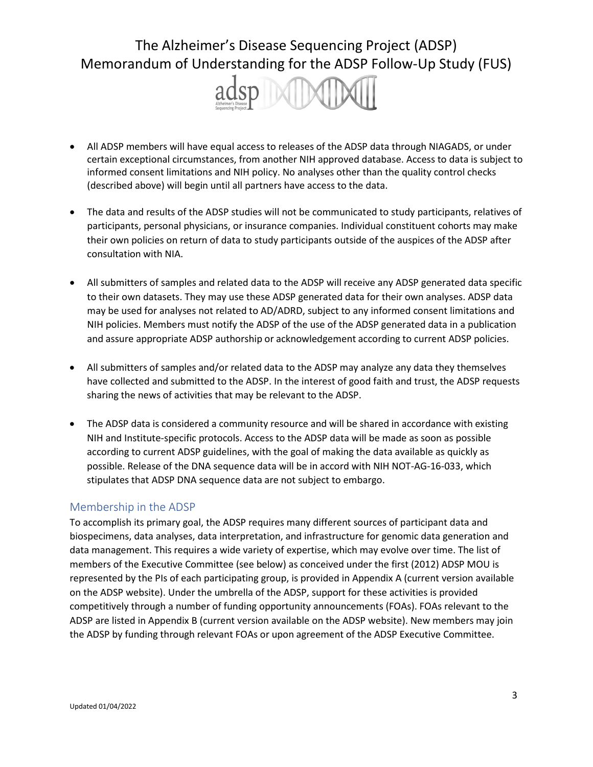- All ADSP members will have equal access to releases of the ADSP data through NIAGADS, or under certain exceptional circumstances, from another NIH approved database. Access to data is subject to informed consent limitations and NIH policy. No analyses other than the quality control checks (described above) will begin until all partners have access to the data.

- The data and results of the ADSP studies will not be communicated to study participants, relatives of participants, personal physicians, or insurance companies. Individual constituent cohorts may make their own policies on return of data to study participants outside of the auspices of the ADSP after consultation with NIA.

- All submitters of samples and related data to the ADSP will receive any ADSP generated data specific to their own datasets. They may use these ADSP generated data for their own analyses. ADSP data may be used for analyses not related to AD/ADRD, subject to any informed consent limitations and NIH policies. Members must notify the ADSP of the use of the ADSP generated data in a publication and assure appropriate ADSP authorship or acknowledgement according to current ADSP policies.

- All submitters of samples and/or related data to the ADSP may analyze any data they themselves have collected and submitted to the ADSP. In the interest of good faith and trust, the ADSP requests sharing the news of activities that may be relevant to the ADSP.

- The ADSP data is considered a community resource and will be shared in accordance with existing NIH and Institute-specific protocols. Access to the ADSP data will be made as soon as possible according to current ADSP guidelines, with the goal of making the data available as quickly as possible. Release of the DNA sequence data will be in accord with NIH NOT-AG-16-033, which stipulates that ADSP DNA sequence data are not subject to embargo.

## Membership in the ADSP

To accomplish its primary goal, the ADSP requires many different sources of participant data and biospecimens, data analyses, data interpretation, and infrastructure for genomic data generation and data management. This requires a wide variety of expertise, which may evolve over time. The list of members of the Executive Committee (see below) as conceived under the first (2012) ADSP MOU is represented by the PIs of each participating group, is provided in Appendix A (current version available on the ADSP website). Under the umbrella of the ADSP, support for these activities is provided competitively through a number of funding opportunity announcements (FOAs). FOAs relevant to the ADSP are listed in Appendix B (current version available on the ADSP website). New members may join the ADSP by funding through relevant FOAs or upon agreement of the ADSP Executive Committee.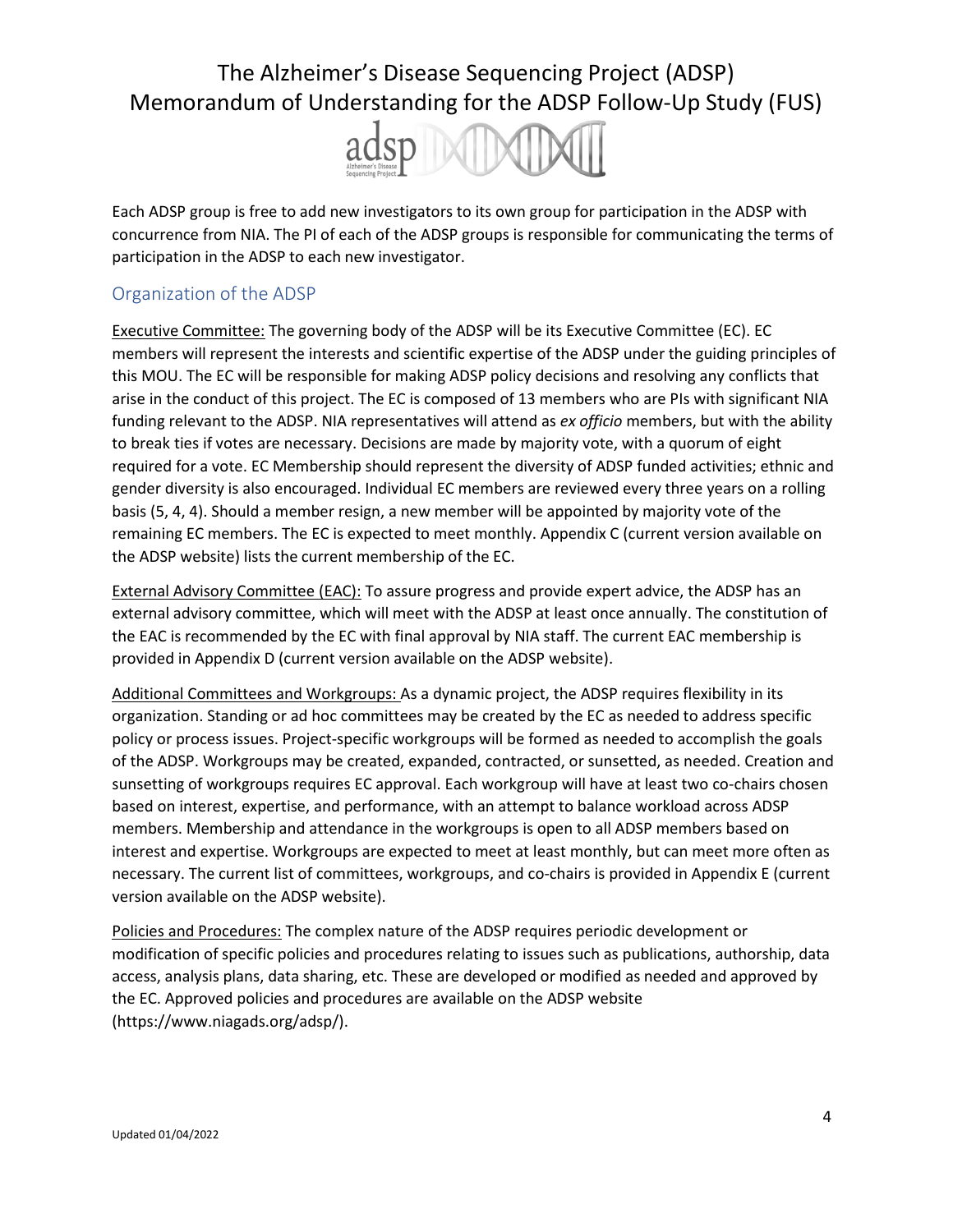Each ADSP group is free to add new investigators to its own group for participation in the ADSP with concurrence from NIA. The PI of each of the ADSP groups is responsible for communicating the terms of participation in the ADSP to each new investigator.

## Organization of the ADSP

<u>Executive Committee:</u> The governing body of the ADSP will be its Executive Committee (EC). EC members will represent the interests and scientific expertise of the ADSP under the guiding principles of this MOU. The EC will be responsible for making ADSP policy decisions and resolving any conflicts that arise in the conduct of this project. The EC is composed of 13 members who are PIs with significant NIA funding relevant to the ADSP. NIA representatives will attend as *ex officio* members, but with the ability to break ties if votes are necessary. Decisions are made by majority vote, with a quorum of eight required for a vote. EC Membership should represent the diversity of ADSP funded activities; ethnic and gender diversity is also encouraged. Individual EC members are reviewed every three years on a rolling basis (5, 4, 4). Should a member resign, a new member will be appointed by majority vote of the remaining EC members. The EC is expected to meet monthly. Appendix C (current version available on the ADSP website) lists the current membership of the EC.

<u>External Advisory Committee (EAC):</u> To assure progress and provide expert advice, the ADSP has an external advisory committee, which will meet with the ADSP at least once annually. The constitution of the EAC is recommended by the EC with final approval by NIA staff. The current EAC membership is provided in Appendix D (current version available on the ADSP website).

<u>Additional Committees and Workgroups:</u> As a dynamic project, the ADSP requires flexibility in its organization. Standing or ad hoc committees may be created by the EC as needed to address specific policy or process issues. Project-specific workgroups will be formed as needed to accomplish the goals of the ADSP. Workgroups may be created, expanded, contracted, or sunsetted, as needed. Creation and sunsetting of workgroups requires EC approval. Each workgroup will have at least two co-chairs chosen based on interest, expertise, and performance, with an attempt to balance workload across ADSP members. Membership and attendance in the workgroups is open to all ADSP members based on interest and expertise. Workgroups are expected to meet at least monthly, but can meet more often as necessary. The current list of committees, workgroups, and co-chairs is provided in Appendix E (current version available on the ADSP website).

<u>Policies and Procedures:</u> The complex nature of the ADSP requires periodic development or modification of specific policies and procedures relating to issues such as publications, authorship, data access, analysis plans, data sharing, etc. These are developed or modified as needed and approved by the EC. Approved policies and procedures are available on the ADSP website (https://www.niagads.org/adsp/).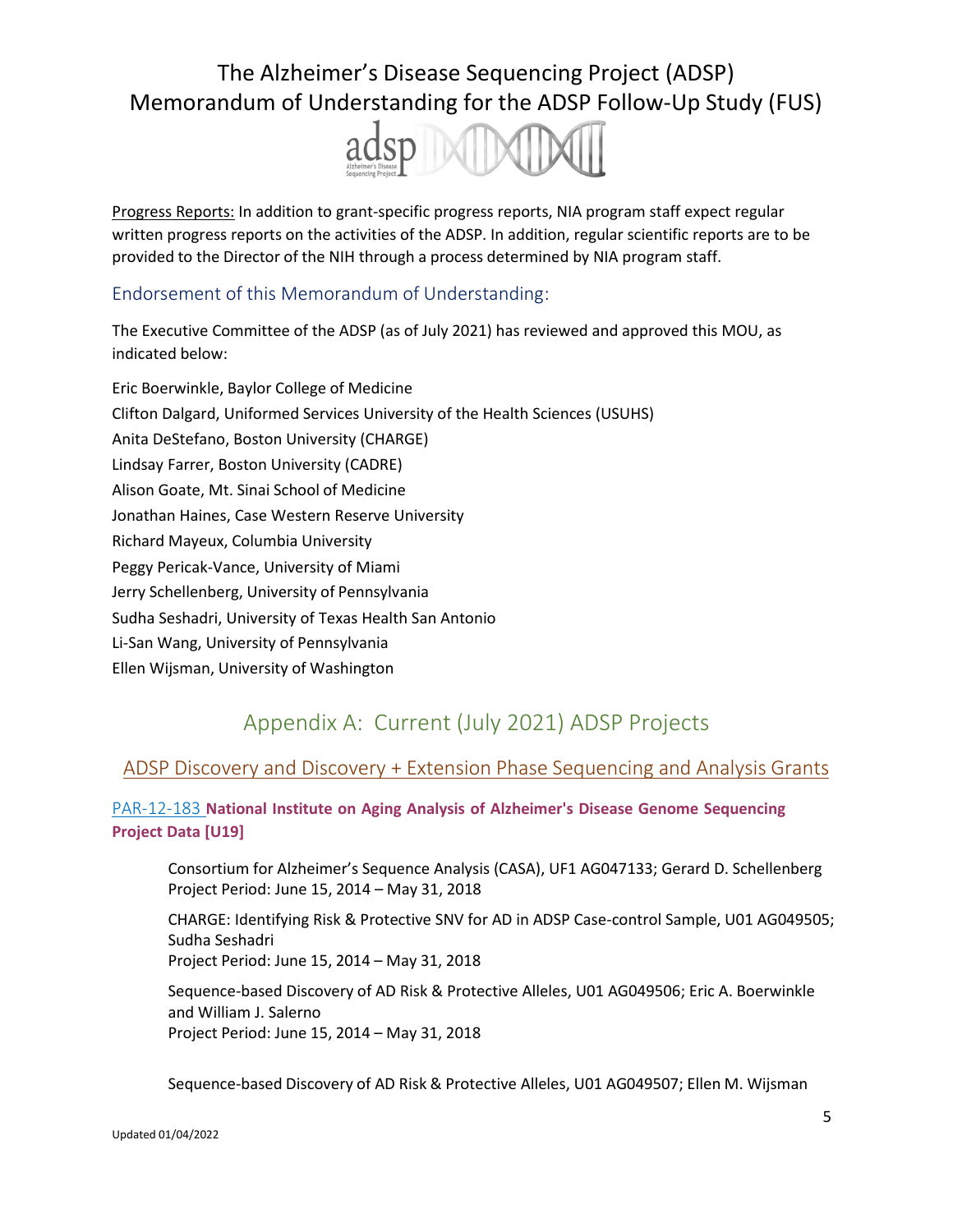Progress Reports: In addition to grant-specific progress reports, NIA program staff expect regular written progress reports on the activities of the ADSP. In addition, regular scientific reports are to be provided to the Director of the NIH through a process determined by NIA program staff.

## Endorsement of this Memorandum of Understanding:

The Executive Committee of the ADSP (as of July 2021) has reviewed and approved this MOU, as indicated below:

Eric Boerwinkle, Baylor College of Medicine
Clifton Dalgard, Uniformed Services University of the Health Sciences (USUHS)
Anita DeStefano, Boston University (CHARGE)
Lindsay Farrer, Boston University (CADRE)
Alison Goate, Mt. Sinai School of Medicine
Jonathan Haines, Case Western Reserve University
Richard Mayeux, Columbia University
Peggy Pericak-Vance, University of Miami
Jerry Schellenberg, University of Pennsylvania
Sudha Seshadri, University of Texas Health San Antonio
Li-San Wang, University of Pennsylvania
Ellen Wijsman, University of Washington

# Appendix A: Current (July 2021) ADSP Projects

## ADSP Discovery and Discovery + Extension Phase Sequencing and Analysis Grants

### PAR-12-183 **National Institute on Aging Analysis of Alzheimer's Disease Genome Sequencing Project Data [U19]**

Consortium for Alzheimer's Sequence Analysis (CASA), UF1 AG047133; Gerard D. Schellenberg
Project Period: June 15, 2014 – May 31, 2018

CHARGE: Identifying Risk & Protective SNV for AD in ADSP Case-control Sample, U01 AG049505; Sudha Seshadri
Project Period: June 15, 2014 – May 31, 2018

Sequence-based Discovery of AD Risk & Protective Alleles, U01 AG049506; Eric A. Boerwinkle and William J. Salerno
Project Period: June 15, 2014 – May 31, 2018

Sequence-based Discovery of AD Risk & Protective Alleles, U01 AG049507; Ellen M. Wijsman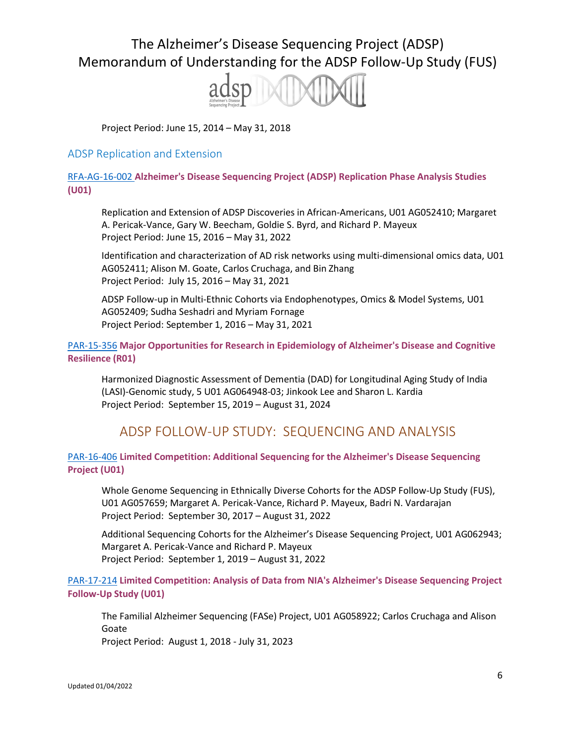Project Period: June 15, 2014 – May 31, 2018

### ADSP Replication and Extension

**RFA-AG-16-002 Alzheimer's Disease Sequencing Project (ADSP) Replication Phase Analysis Studies (U01)**

Replication and Extension of ADSP Discoveries in African-Americans, U01 AG052410; Margaret A. Pericak-Vance, Gary W. Beecham, Goldie S. Byrd, and Richard P. Mayeux
Project Period: June 15, 2016 – May 31, 2022

Identification and characterization of AD risk networks using multi-dimensional omics data, U01 AG052411; Alison M. Goate, Carlos Cruchaga, and Bin Zhang
Project Period: July 15, 2016 – May 31, 2021

ADSP Follow-up in Multi-Ethnic Cohorts via Endophenotypes, Omics & Model Systems, U01 AG052409; Sudha Seshadri and Myriam Fornage
Project Period: September 1, 2016 – May 31, 2021

**PAR-15-356 Major Opportunities for Research in Epidemiology of Alzheimer's Disease and Cognitive Resilience (R01)**

Harmonized Diagnostic Assessment of Dementia (DAD) for Longitudinal Aging Study of India (LASI)-Genomic study, 5 U01 AG064948-03; Jinkook Lee and Sharon L. Kardia
Project Period: September 15, 2019 – August 31, 2024

## ADSP FOLLOW-UP STUDY: SEQUENCING AND ANALYSIS

**PAR-16-406 Limited Competition: Additional Sequencing for the Alzheimer's Disease Sequencing Project (U01)**

Whole Genome Sequencing in Ethnically Diverse Cohorts for the ADSP Follow-Up Study (FUS), U01 AG057659; Margaret A. Pericak-Vance, Richard P. Mayeux, Badri N. Vardarajan
Project Period: September 30, 2017 – August 31, 2022

Additional Sequencing Cohorts for the Alzheimer's Disease Sequencing Project, U01 AG062943; Margaret A. Pericak-Vance and Richard P. Mayeux
Project Period: September 1, 2019 – August 31, 2022

**PAR-17-214 Limited Competition: Analysis of Data from NIA's Alzheimer's Disease Sequencing Project Follow-Up Study (U01)**

The Familial Alzheimer Sequencing (FASe) Project, U01 AG058922; Carlos Cruchaga and Alison Goate
Project Period: August 1, 2018 - July 31, 2023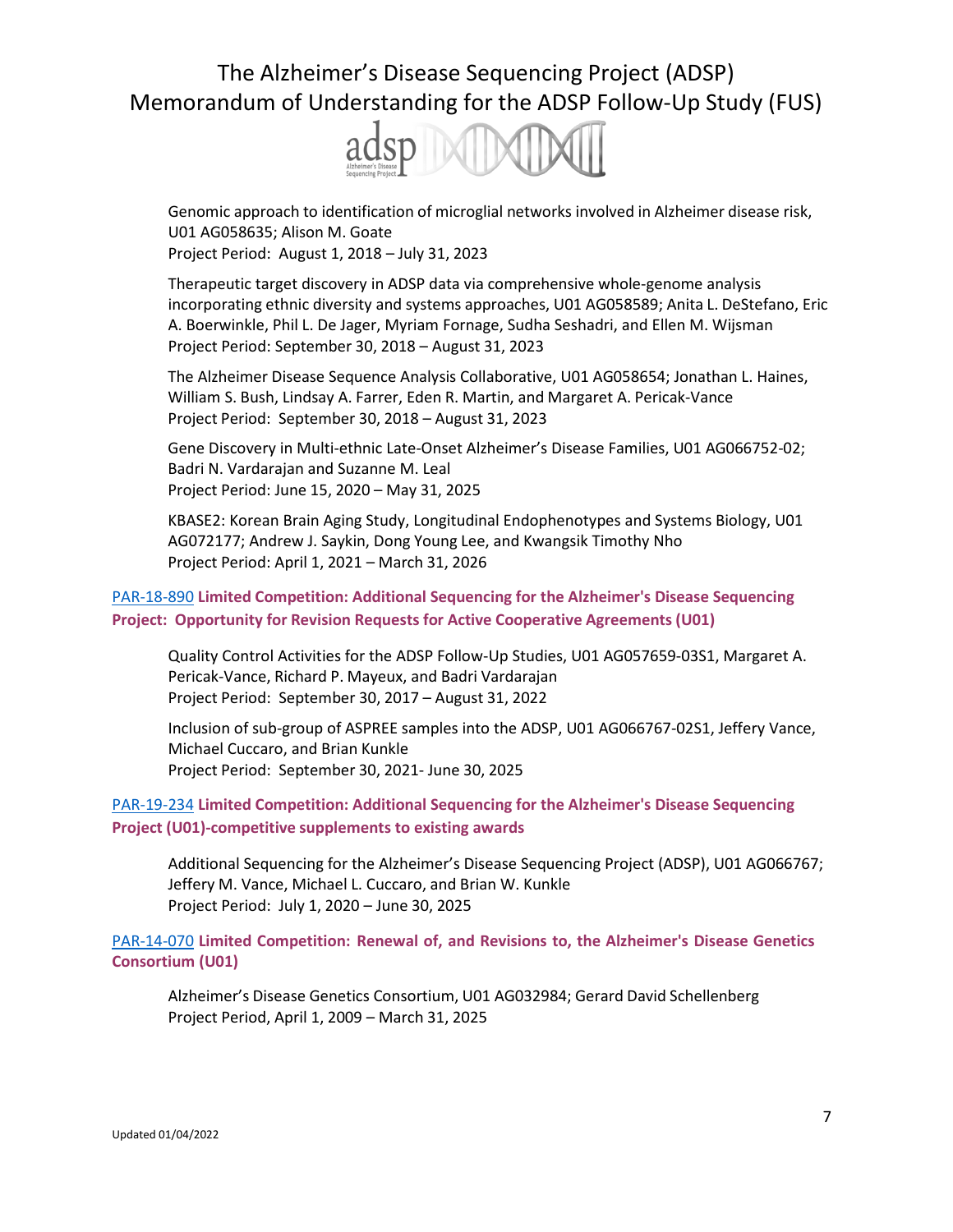Genomic approach to identification of microglial networks involved in Alzheimer disease risk, U01 AG058635; Alison M. Goate
Project Period: August 1, 2018 – July 31, 2023

Therapeutic target discovery in ADSP data via comprehensive whole-genome analysis incorporating ethnic diversity and systems approaches, U01 AG058589; Anita L. DeStefano, Eric A. Boerwinkle, Phil L. De Jager, Myriam Fornage, Sudha Seshadri, and Ellen M. Wijsman
Project Period: September 30, 2018 – August 31, 2023

The Alzheimer Disease Sequence Analysis Collaborative, U01 AG058654; Jonathan L. Haines, William S. Bush, Lindsay A. Farrer, Eden R. Martin, and Margaret A. Pericak-Vance
Project Period: September 30, 2018 – August 31, 2023

Gene Discovery in Multi-ethnic Late-Onset Alzheimer's Disease Families, U01 AG066752-02; Badri N. Vardarajan and Suzanne M. Leal
Project Period: June 15, 2020 – May 31, 2025

KBASE2: Korean Brain Aging Study, Longitudinal Endophenotypes and Systems Biology, U01 AG072177; Andrew J. Saykin, Dong Young Lee, and Kwangsik Timothy Nho
Project Period: April 1, 2021 – March 31, 2026

**PAR-18-890 Limited Competition: Additional Sequencing for the Alzheimer's Disease Sequencing Project: Opportunity for Revision Requests for Active Cooperative Agreements (U01)**

Quality Control Activities for the ADSP Follow-Up Studies, U01 AG057659-03S1, Margaret A. Pericak-Vance, Richard P. Mayeux, and Badri Vardarajan
Project Period: September 30, 2017 – August 31, 2022

Inclusion of sub-group of ASPREE samples into the ADSP, U01 AG066767-02S1, Jeffery Vance, Michael Cuccaro, and Brian Kunkle
Project Period: September 30, 2021- June 30, 2025

**PAR-19-234 Limited Competition: Additional Sequencing for the Alzheimer's Disease Sequencing Project (U01)-competitive supplements to existing awards**

Additional Sequencing for the Alzheimer's Disease Sequencing Project (ADSP), U01 AG066767; Jeffery M. Vance, Michael L. Cuccaro, and Brian W. Kunkle
Project Period: July 1, 2020 – June 30, 2025

**PAR-14-070 Limited Competition: Renewal of, and Revisions to, the Alzheimer's Disease Genetics Consortium (U01)**

Alzheimer's Disease Genetics Consortium, U01 AG032984; Gerard David Schellenberg
Project Period, April 1, 2009 – March 31, 2025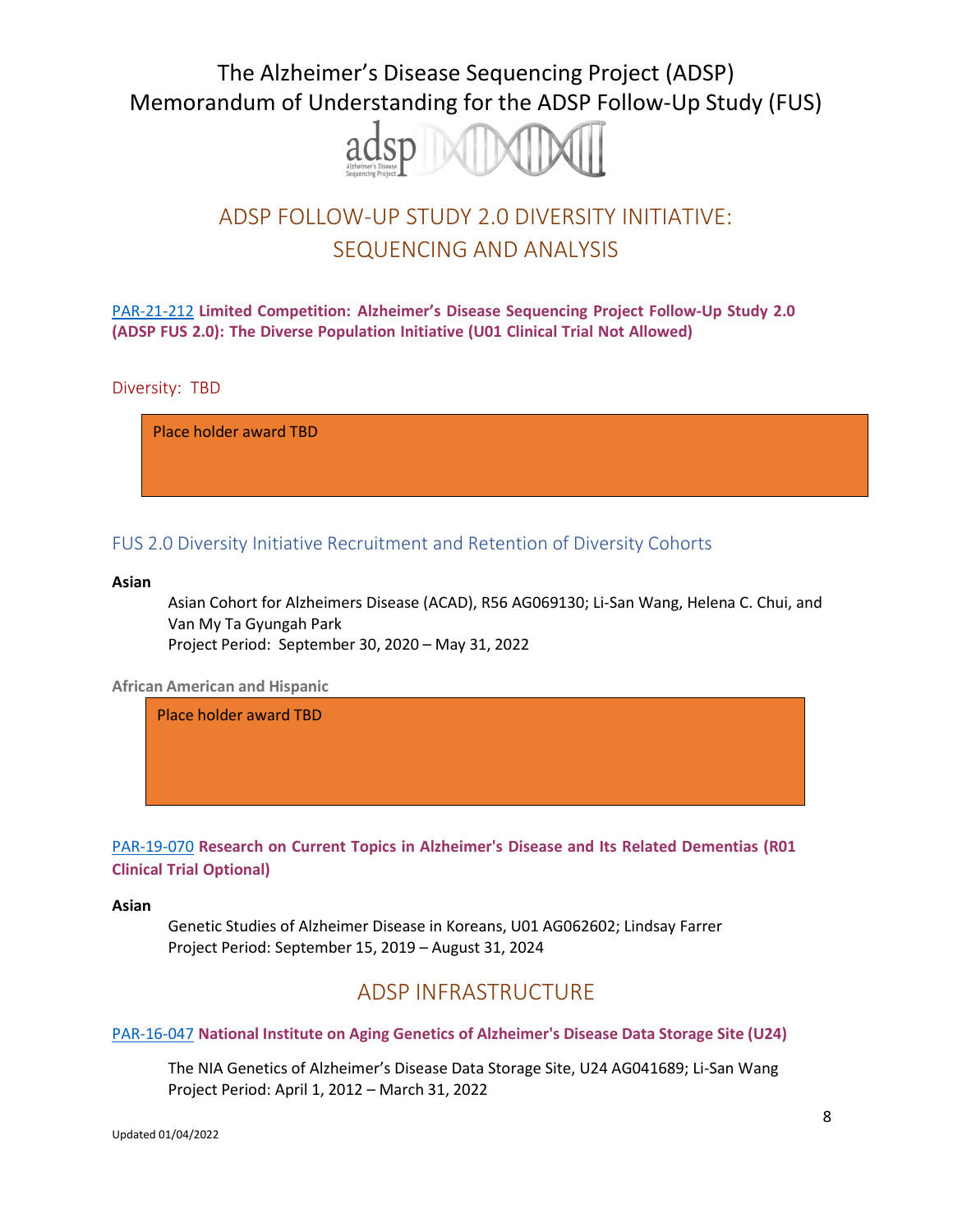## ADSP FOLLOW-UP STUDY 2.0 DIVERSITY INITIATIVE: SEQUENCING AND ANALYSIS

PAR-21-212 **Limited Competition: Alzheimer's Disease Sequencing Project Follow-Up Study 2.0 (ADSP FUS 2.0): The Diverse Population Initiative (U01 Clinical Trial Not Allowed)**

### Diversity: TBD

Place holder award TBD

### FUS 2.0 Diversity Initiative Recruitment and Retention of Diversity Cohorts

**Asian**

Asian Cohort for Alzheimers Disease (ACAD), R56 AG069130; Li-San Wang, Helena C. Chui, and Van My Ta Gyungah Park
Project Period: September 30, 2020 – May 31, 2022

**African American and Hispanic**

Place holder award TBD

PAR-19-070 **Research on Current Topics in Alzheimer's Disease and Its Related Dementias (R01 Clinical Trial Optional)**

**Asian**

Genetic Studies of Alzheimer Disease in Koreans, U01 AG062602; Lindsay Farrer
Project Period: September 15, 2019 – August 31, 2024

## ADSP INFRASTRUCTURE

PAR-16-047 **National Institute on Aging Genetics of Alzheimer's Disease Data Storage Site (U24)**

The NIA Genetics of Alzheimer's Disease Data Storage Site, U24 AG041689; Li-San Wang
Project Period: April 1, 2012 – March 31, 2022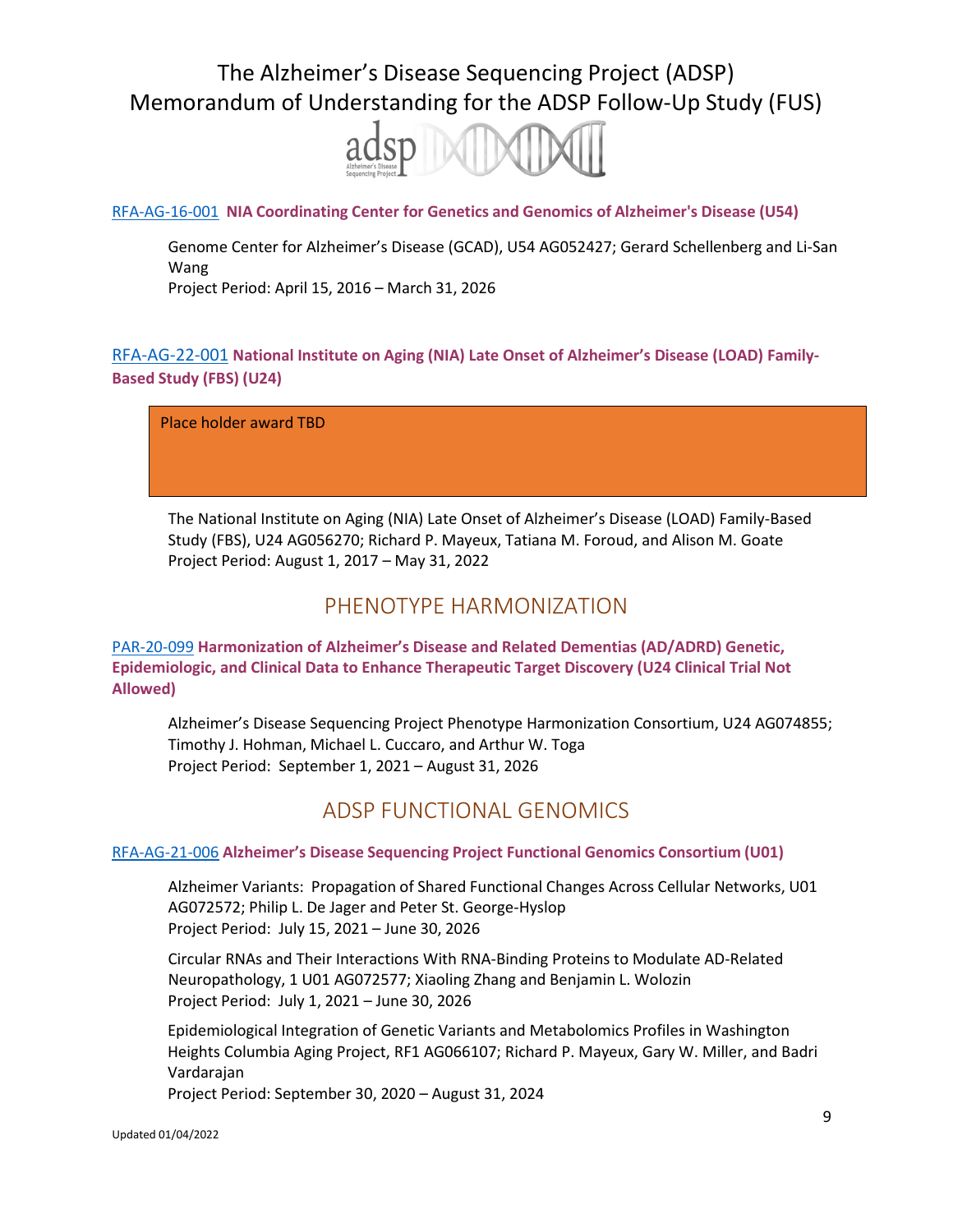RFA-AG-16-001 **NIA Coordinating Center for Genetics and Genomics of Alzheimer's Disease (U54)**

Genome Center for Alzheimer's Disease (GCAD), U54 AG052427; Gerard Schellenberg and Li-San Wang
Project Period: April 15, 2016 – March 31, 2026

RFA-AG-22-001 **National Institute on Aging (NIA) Late Onset of Alzheimer's Disease (LOAD) Family-Based Study (FBS) (U24)**

Place holder award TBD

The National Institute on Aging (NIA) Late Onset of Alzheimer's Disease (LOAD) Family-Based Study (FBS), U24 AG056270; Richard P. Mayeux, Tatiana M. Foroud, and Alison M. Goate
Project Period: August 1, 2017 – May 31, 2022

## PHENOTYPE HARMONIZATION

PAR-20-099 **Harmonization of Alzheimer's Disease and Related Dementias (AD/ADRD) Genetic, Epidemiologic, and Clinical Data to Enhance Therapeutic Target Discovery (U24 Clinical Trial Not Allowed)**

Alzheimer's Disease Sequencing Project Phenotype Harmonization Consortium, U24 AG074855; Timothy J. Hohman, Michael L. Cuccaro, and Arthur W. Toga
Project Period: September 1, 2021 – August 31, 2026

## ADSP FUNCTIONAL GENOMICS

RFA-AG-21-006 **Alzheimer's Disease Sequencing Project Functional Genomics Consortium (U01)**

Alzheimer Variants: Propagation of Shared Functional Changes Across Cellular Networks, U01 AG072572; Philip L. De Jager and Peter St. George-Hyslop
Project Period: July 15, 2021 – June 30, 2026

Circular RNAs and Their Interactions With RNA-Binding Proteins to Modulate AD-Related Neuropathology, 1 U01 AG072577; Xiaoling Zhang and Benjamin L. Wolozin
Project Period: July 1, 2021 – June 30, 2026

Epidemiological Integration of Genetic Variants and Metabolomics Profiles in Washington Heights Columbia Aging Project, RF1 AG066107; Richard P. Mayeux, Gary W. Miller, and Badri Vardarajan
Project Period: September 30, 2020 – August 31, 2024

Updated 01/04/2022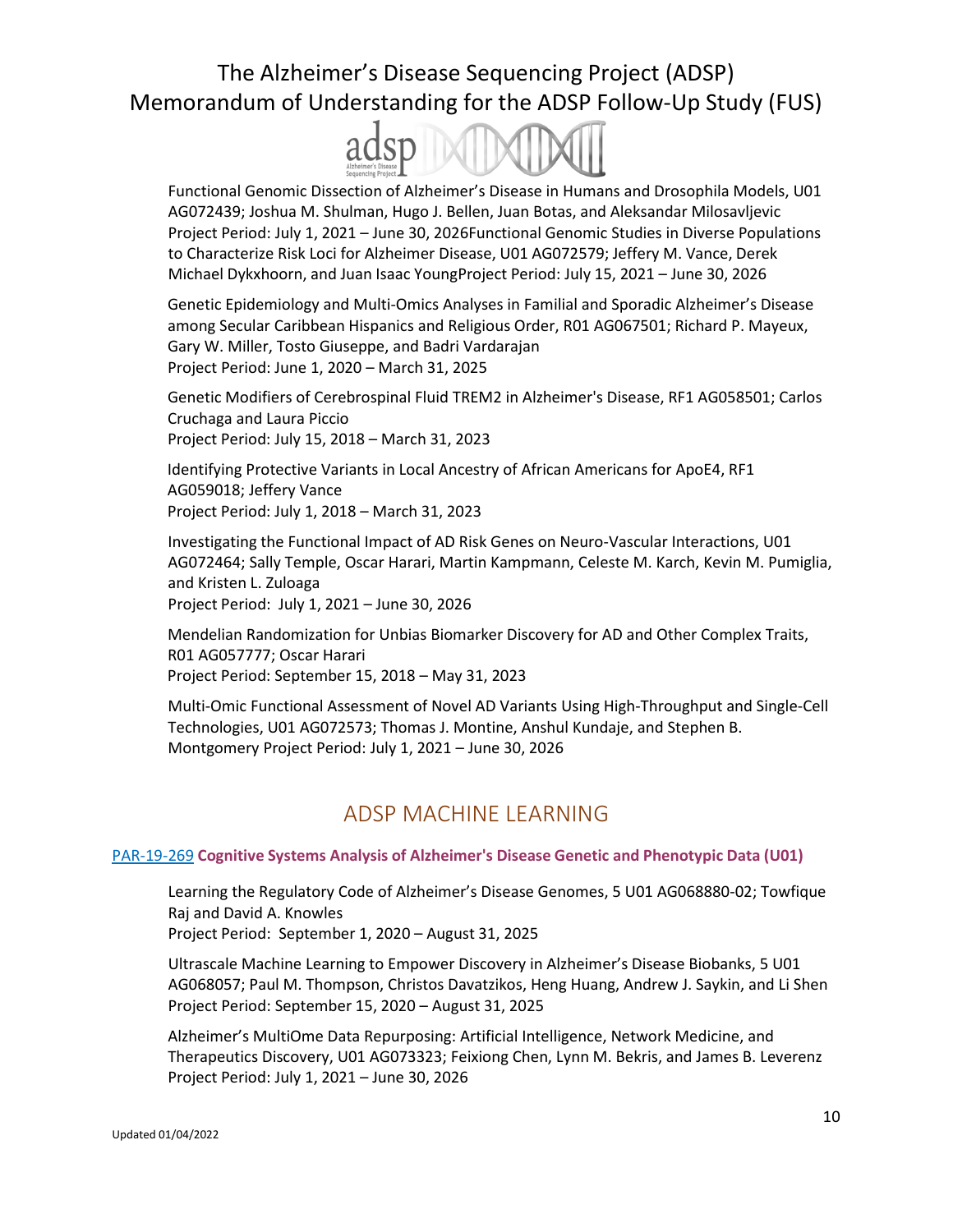Functional Genomic Dissection of Alzheimer's Disease in Humans and Drosophila Models, U01 AG072439; Joshua M. Shulman, Hugo J. Bellen, Juan Botas, and Aleksandar Milosavljevic
Project Period: July 1, 2021 – June 30, 2026Functional Genomic Studies in Diverse Populations to Characterize Risk Loci for Alzheimer Disease, U01 AG072579; Jeffery M. Vance, Derek Michael Dykxhoorn, and Juan Isaac YoungProject Period: July 15, 2021 – June 30, 2026

Genetic Epidemiology and Multi-Omics Analyses in Familial and Sporadic Alzheimer's Disease among Secular Caribbean Hispanics and Religious Order, R01 AG067501; Richard P. Mayeux, Gary W. Miller, Tosto Giuseppe, and Badri Vardarajan
Project Period: June 1, 2020 – March 31, 2025

Genetic Modifiers of Cerebrospinal Fluid TREM2 in Alzheimer's Disease, RF1 AG058501; Carlos Cruchaga and Laura Piccio
Project Period: July 15, 2018 – March 31, 2023

Identifying Protective Variants in Local Ancestry of African Americans for ApoE4, RF1 AG059018; Jeffery Vance
Project Period: July 1, 2018 – March 31, 2023

Investigating the Functional Impact of AD Risk Genes on Neuro-Vascular Interactions, U01 AG072464; Sally Temple, Oscar Harari, Martin Kampmann, Celeste M. Karch, Kevin M. Pumiglia, and Kristen L. Zuloaga
Project Period: July 1, 2021 – June 30, 2026

Mendelian Randomization for Unbias Biomarker Discovery for AD and Other Complex Traits, R01 AG057777; Oscar Harari
Project Period: September 15, 2018 – May 31, 2023

Multi-Omic Functional Assessment of Novel AD Variants Using High-Throughput and Single-Cell Technologies, U01 AG072573; Thomas J. Montine, Anshul Kundaje, and Stephen B. Montgomery Project Period: July 1, 2021 – June 30, 2026

## ADSP MACHINE LEARNING

### PAR-19-269 **Cognitive Systems Analysis of Alzheimer's Disease Genetic and Phenotypic Data (U01)**

Learning the Regulatory Code of Alzheimer's Disease Genomes, 5 U01 AG068880-02; Towfique Raj and David A. Knowles
Project Period: September 1, 2020 – August 31, 2025

Ultrascale Machine Learning to Empower Discovery in Alzheimer's Disease Biobanks, 5 U01 AG068057; Paul M. Thompson, Christos Davatzikos, Heng Huang, Andrew J. Saykin, and Li Shen
Project Period: September 15, 2020 – August 31, 2025

Alzheimer's MultiOme Data Repurposing: Artificial Intelligence, Network Medicine, and Therapeutics Discovery, U01 AG073323; Feixiong Chen, Lynn M. Bekris, and James B. Leverenz
Project Period: July 1, 2021 – June 30, 2026

Updated 01/04/2022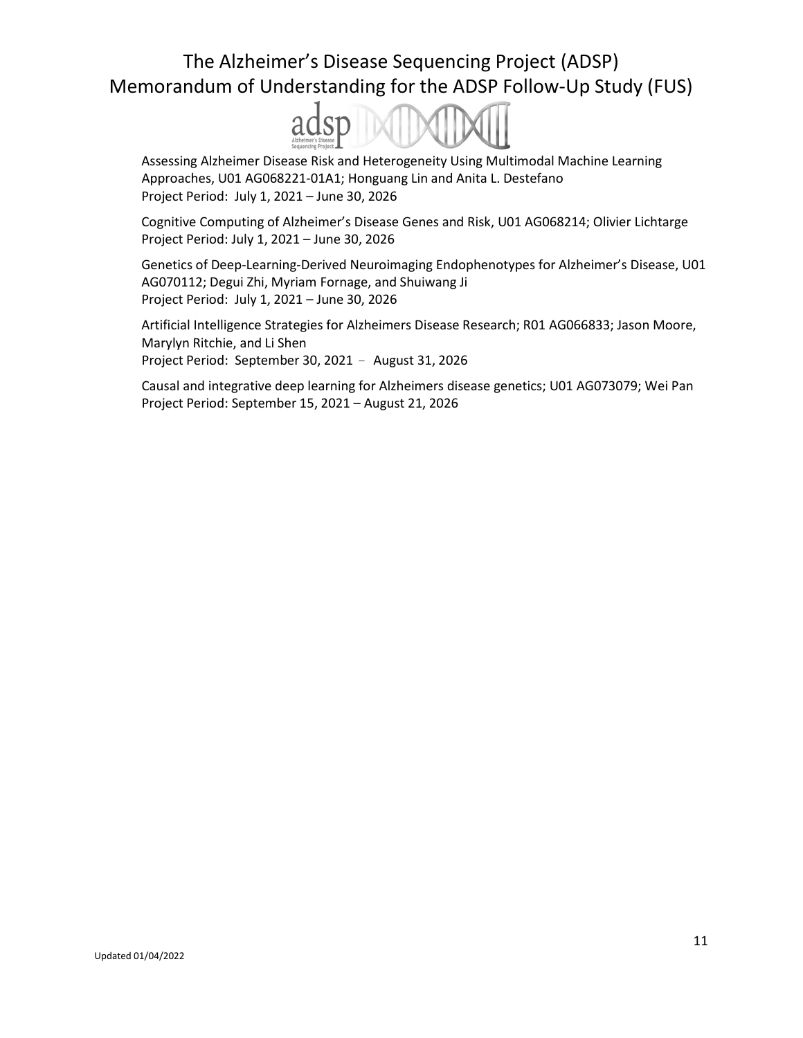Assessing Alzheimer Disease Risk and Heterogeneity Using Multimodal Machine Learning Approaches, U01 AG068221-01A1; Honguang Lin and Anita L. Destefano
Project Period: July 1, 2021 – June 30, 2026

Cognitive Computing of Alzheimer's Disease Genes and Risk, U01 AG068214; Olivier Lichtarge
Project Period: July 1, 2021 – June 30, 2026

Genetics of Deep-Learning-Derived Neuroimaging Endophenotypes for Alzheimer's Disease, U01 AG070112; Degui Zhi, Myriam Fornage, and Shuiwang Ji
Project Period: July 1, 2021 – June 30, 2026

Artificial Intelligence Strategies for Alzheimers Disease Research; R01 AG066833; Jason Moore, Marylyn Ritchie, and Li Shen
Project Period: September 30, 2021 – August 31, 2026

Causal and integrative deep learning for Alzheimers disease genetics; U01 AG073079; Wei Pan
Project Period: September 15, 2021 – August 21, 2026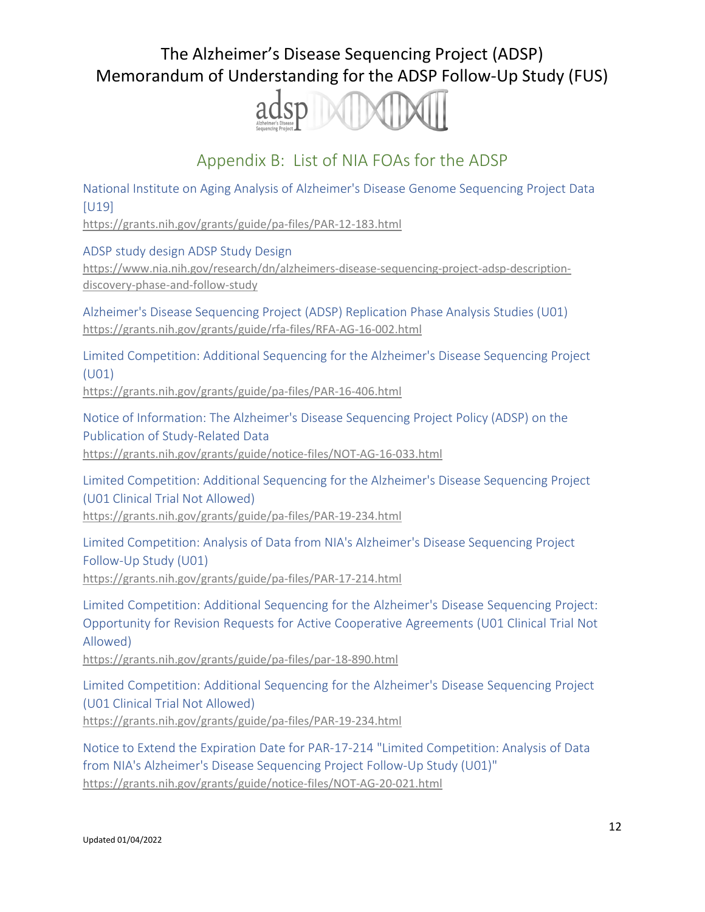## Appendix B: List of NIA FOAs for the ADSP

National Institute on Aging Analysis of Alzheimer's Disease Genome Sequencing Project Data [U19]
https://grants.nih.gov/grants/guide/pa-files/PAR-12-183.html

ADSP study design ADSP Study Design
https://www.nia.nih.gov/research/dn/alzheimers-disease-sequencing-project-adsp-description-discovery-phase-and-follow-study

Alzheimer's Disease Sequencing Project (ADSP) Replication Phase Analysis Studies (U01)
https://grants.nih.gov/grants/guide/rfa-files/RFA-AG-16-002.html

Limited Competition: Additional Sequencing for the Alzheimer's Disease Sequencing Project (U01)
https://grants.nih.gov/grants/guide/pa-files/PAR-16-406.html

Notice of Information: The Alzheimer's Disease Sequencing Project Policy (ADSP) on the Publication of Study-Related Data
https://grants.nih.gov/grants/guide/notice-files/NOT-AG-16-033.html

Limited Competition: Additional Sequencing for the Alzheimer's Disease Sequencing Project (U01 Clinical Trial Not Allowed)
https://grants.nih.gov/grants/guide/pa-files/PAR-19-234.html

Limited Competition: Analysis of Data from NIA's Alzheimer's Disease Sequencing Project Follow-Up Study (U01)
https://grants.nih.gov/grants/guide/pa-files/PAR-17-214.html

Limited Competition: Additional Sequencing for the Alzheimer's Disease Sequencing Project: Opportunity for Revision Requests for Active Cooperative Agreements (U01 Clinical Trial Not Allowed)
https://grants.nih.gov/grants/guide/pa-files/par-18-890.html

Limited Competition: Additional Sequencing for the Alzheimer's Disease Sequencing Project (U01 Clinical Trial Not Allowed)
https://grants.nih.gov/grants/guide/pa-files/PAR-19-234.html

Notice to Extend the Expiration Date for PAR-17-214 "Limited Competition: Analysis of Data from NIA's Alzheimer's Disease Sequencing Project Follow-Up Study (U01)"
https://grants.nih.gov/grants/guide/notice-files/NOT-AG-20-021.html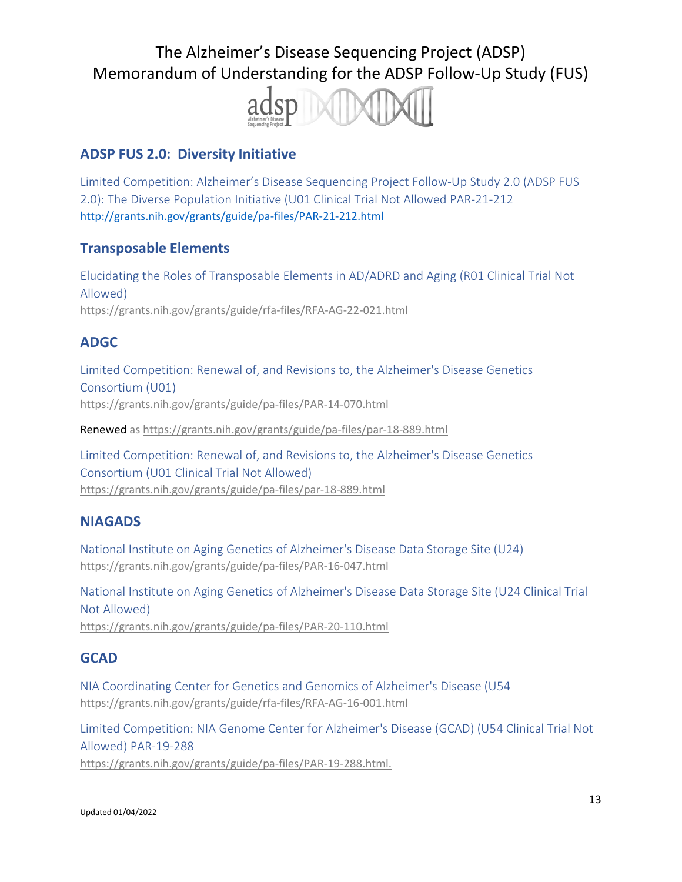## ADSP FUS 2.0: Diversity Initiative

Limited Competition: Alzheimer's Disease Sequencing Project Follow-Up Study 2.0 (ADSP FUS 2.0): The Diverse Population Initiative (U01 Clinical Trial Not Allowed PAR-21-212
http://grants.nih.gov/grants/guide/pa-files/PAR-21-212.html

## Transposable Elements

Elucidating the Roles of Transposable Elements in AD/ADRD and Aging (R01 Clinical Trial Not Allowed)
https://grants.nih.gov/grants/guide/rfa-files/RFA-AG-22-021.html

## ADGC

Limited Competition: Renewal of, and Revisions to, the Alzheimer's Disease Genetics Consortium (U01)
https://grants.nih.gov/grants/guide/pa-files/PAR-14-070.html

Renewed as https://grants.nih.gov/grants/guide/pa-files/par-18-889.html

Limited Competition: Renewal of, and Revisions to, the Alzheimer's Disease Genetics Consortium (U01 Clinical Trial Not Allowed)
https://grants.nih.gov/grants/guide/pa-files/par-18-889.html

## NIAGADS

National Institute on Aging Genetics of Alzheimer's Disease Data Storage Site (U24)
https://grants.nih.gov/grants/guide/pa-files/PAR-16-047.html

National Institute on Aging Genetics of Alzheimer's Disease Data Storage Site (U24 Clinical Trial Not Allowed)
https://grants.nih.gov/grants/guide/pa-files/PAR-20-110.html

## GCAD

NIA Coordinating Center for Genetics and Genomics of Alzheimer's Disease (U54
https://grants.nih.gov/grants/guide/rfa-files/RFA-AG-16-001.html

Limited Competition: NIA Genome Center for Alzheimer's Disease (GCAD) (U54 Clinical Trial Not Allowed) PAR-19-288
https://grants.nih.gov/grants/guide/pa-files/PAR-19-288.html.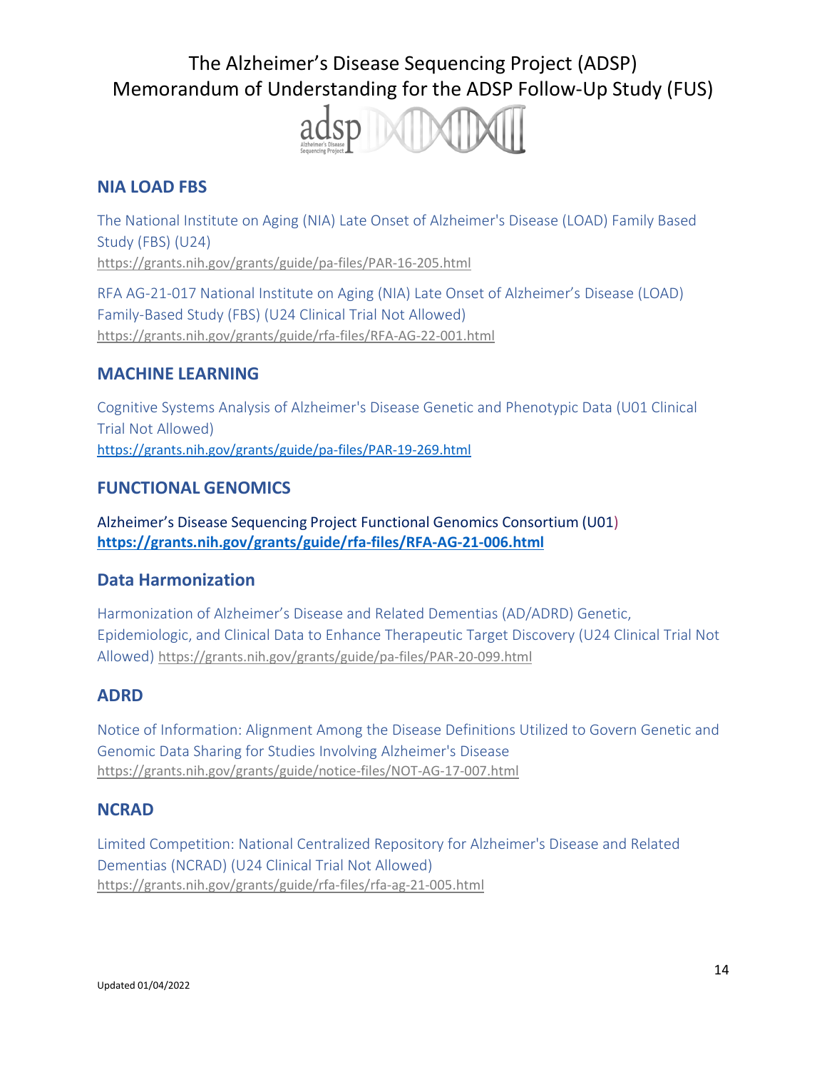## NIA LOAD FBS

The National Institute on Aging (NIA) Late Onset of Alzheimer's Disease (LOAD) Family Based Study (FBS) (U24)
https://grants.nih.gov/grants/guide/pa-files/PAR-16-205.html

RFA AG-21-017 National Institute on Aging (NIA) Late Onset of Alzheimer's Disease (LOAD) Family-Based Study (FBS) (U24 Clinical Trial Not Allowed)
https://grants.nih.gov/grants/guide/rfa-files/RFA-AG-22-001.html

## MACHINE LEARNING

Cognitive Systems Analysis of Alzheimer's Disease Genetic and Phenotypic Data (U01 Clinical Trial Not Allowed)
https://grants.nih.gov/grants/guide/pa-files/PAR-19-269.html

## FUNCTIONAL GENOMICS

Alzheimer's Disease Sequencing Project Functional Genomics Consortium (U01)
**https://grants.nih.gov/grants/guide/rfa-files/RFA-AG-21-006.html**

## Data Harmonization

Harmonization of Alzheimer's Disease and Related Dementias (AD/ADRD) Genetic, Epidemiologic, and Clinical Data to Enhance Therapeutic Target Discovery (U24 Clinical Trial Not Allowed) https://grants.nih.gov/grants/guide/pa-files/PAR-20-099.html

## ADRD

Notice of Information: Alignment Among the Disease Definitions Utilized to Govern Genetic and Genomic Data Sharing for Studies Involving Alzheimer's Disease
https://grants.nih.gov/grants/guide/notice-files/NOT-AG-17-007.html

## NCRAD

Limited Competition: National Centralized Repository for Alzheimer's Disease and Related Dementias (NCRAD) (U24 Clinical Trial Not Allowed)
https://grants.nih.gov/grants/guide/rfa-files/rfa-ag-21-005.html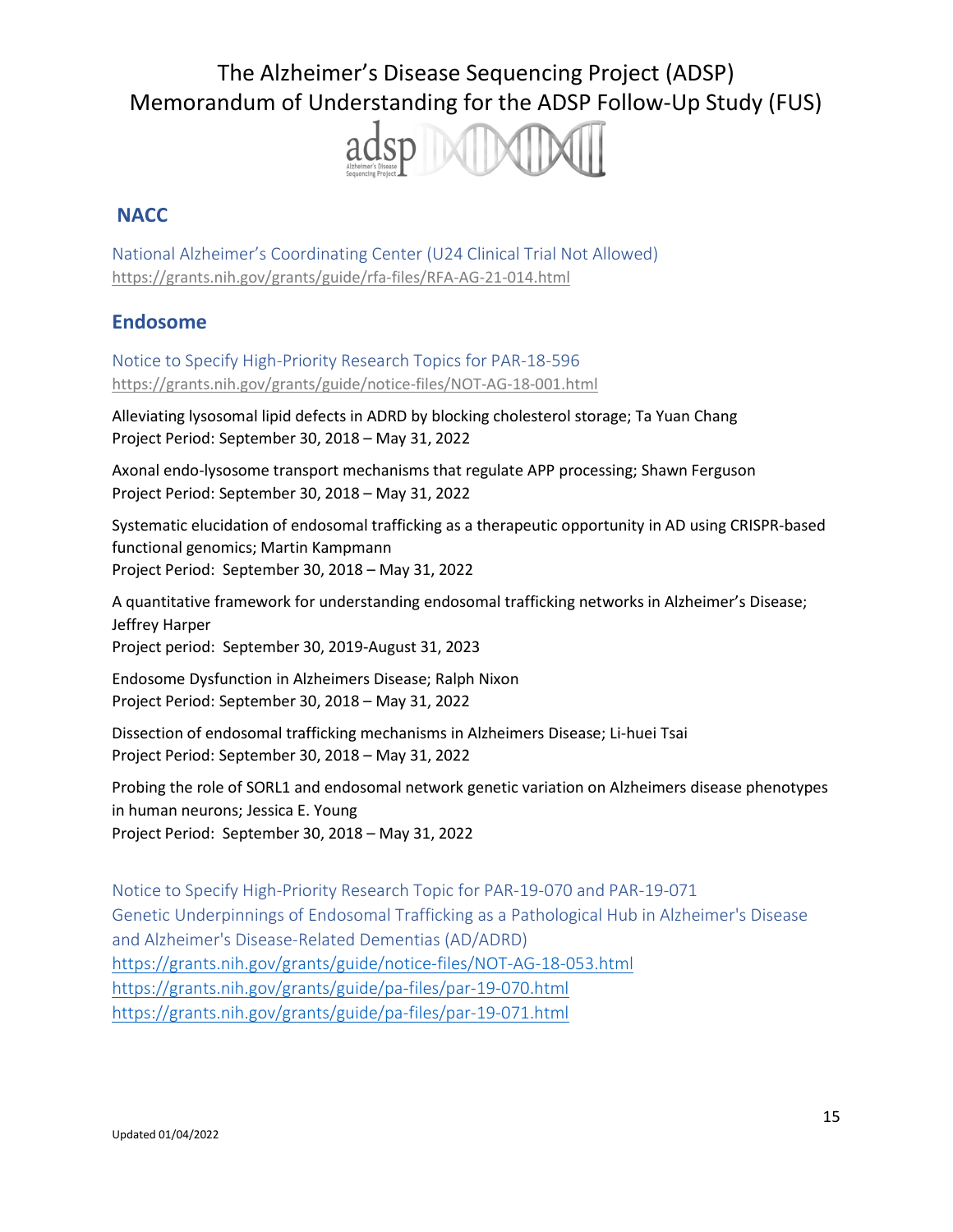## NACC

National Alzheimer's Coordinating Center (U24 Clinical Trial Not Allowed)
https://grants.nih.gov/grants/guide/rfa-files/RFA-AG-21-014.html

## Endosome

Notice to Specify High-Priority Research Topics for PAR-18-596
https://grants.nih.gov/grants/guide/notice-files/NOT-AG-18-001.html

Alleviating lysosomal lipid defects in ADRD by blocking cholesterol storage; Ta Yuan Chang
Project Period: September 30, 2018 – May 31, 2022

Axonal endo-lysosome transport mechanisms that regulate APP processing; Shawn Ferguson
Project Period: September 30, 2018 – May 31, 2022

Systematic elucidation of endosomal trafficking as a therapeutic opportunity in AD using CRISPR-based functional genomics; Martin Kampmann
Project Period: September 30, 2018 – May 31, 2022

A quantitative framework for understanding endosomal trafficking networks in Alzheimer's Disease; Jeffrey Harper
Project period: September 30, 2019-August 31, 2023

Endosome Dysfunction in Alzheimers Disease; Ralph Nixon
Project Period: September 30, 2018 – May 31, 2022

Dissection of endosomal trafficking mechanisms in Alzheimers Disease; Li-huei Tsai
Project Period: September 30, 2018 – May 31, 2022

Probing the role of SORL1 and endosomal network genetic variation on Alzheimers disease phenotypes in human neurons; Jessica E. Young
Project Period: September 30, 2018 – May 31, 2022

Notice to Specify High-Priority Research Topic for PAR-19-070 and PAR-19-071
Genetic Underpinnings of Endosomal Trafficking as a Pathological Hub in Alzheimer's Disease and Alzheimer's Disease-Related Dementias (AD/ADRD)
https://grants.nih.gov/grants/guide/notice-files/NOT-AG-18-053.html
https://grants.nih.gov/grants/guide/pa-files/par-19-070.html
https://grants.nih.gov/grants/guide/pa-files/par-19-071.html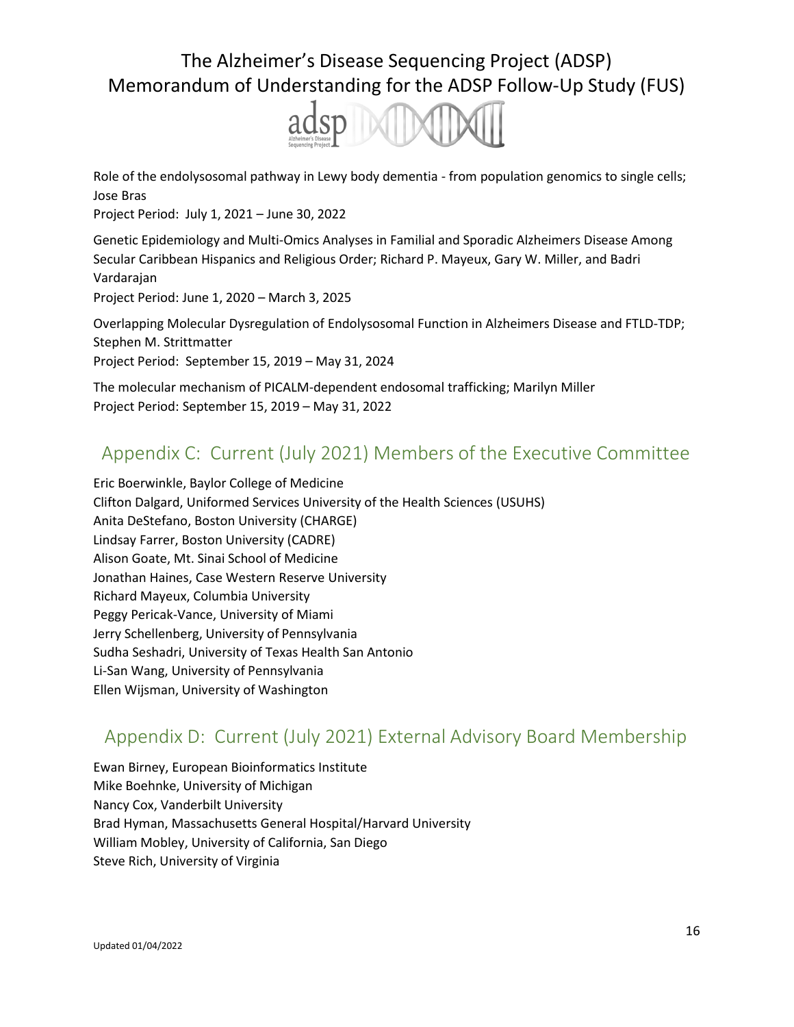Role of the endolysosomal pathway in Lewy body dementia - from population genomics to single cells; Jose Bras
Project Period: July 1, 2021 – June 30, 2022

Genetic Epidemiology and Multi-Omics Analyses in Familial and Sporadic Alzheimers Disease Among Secular Caribbean Hispanics and Religious Order; Richard P. Mayeux, Gary W. Miller, and Badri Vardarajan
Project Period: June 1, 2020 – March 3, 2025

Overlapping Molecular Dysregulation of Endolysosomal Function in Alzheimers Disease and FTLD-TDP; Stephen M. Strittmatter
Project Period: September 15, 2019 – May 31, 2024

The molecular mechanism of PICALM-dependent endosomal trafficking; Marilyn Miller
Project Period: September 15, 2019 – May 31, 2022

## Appendix C: Current (July 2021) Members of the Executive Committee

Eric Boerwinkle, Baylor College of Medicine
Clifton Dalgard, Uniformed Services University of the Health Sciences (USUHS)
Anita DeStefano, Boston University (CHARGE)
Lindsay Farrer, Boston University (CADRE)
Alison Goate, Mt. Sinai School of Medicine
Jonathan Haines, Case Western Reserve University
Richard Mayeux, Columbia University
Peggy Pericak-Vance, University of Miami
Jerry Schellenberg, University of Pennsylvania
Sudha Seshadri, University of Texas Health San Antonio
Li-San Wang, University of Pennsylvania
Ellen Wijsman, University of Washington

## Appendix D: Current (July 2021) External Advisory Board Membership

Ewan Birney, European Bioinformatics Institute
Mike Boehnke, University of Michigan
Nancy Cox, Vanderbilt University
Brad Hyman, Massachusetts General Hospital/Harvard University
William Mobley, University of California, San Diego
Steve Rich, University of Virginia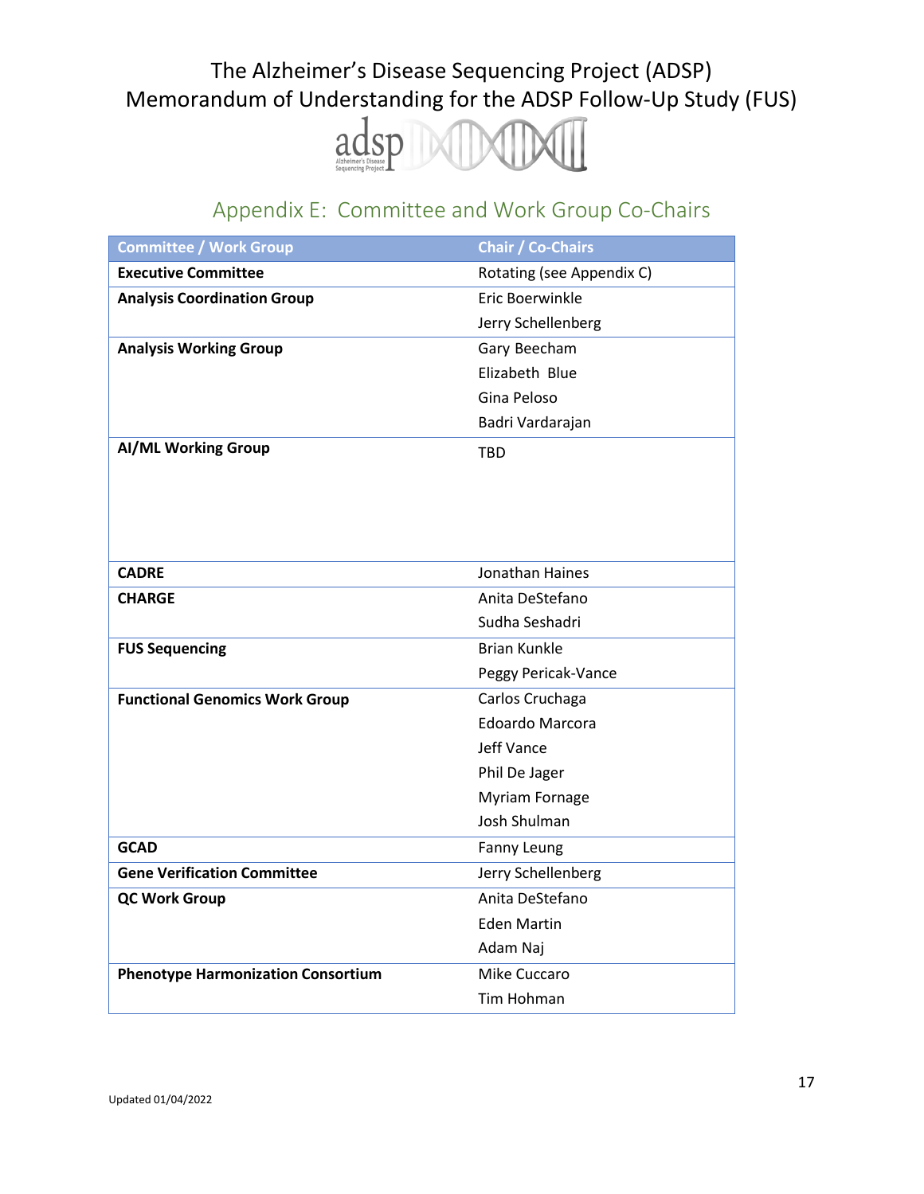## Appendix E: Committee and Work Group Co-Chairs

| Committee / Work Group | Chair / Co-Chairs |
|---|---|
| **Executive Committee** | Rotating (see Appendix C) |
| **Analysis Coordination Group** | Eric Boerwinkle<br>Jerry Schellenberg |
| **Analysis Working Group** | Gary Beecham<br>Elizabeth Blue<br>Gina Peloso<br>Badri Vardarajan |
| **AI/ML Working Group** | TBD |
| **CADRE** | Jonathan Haines |
| **CHARGE** | Anita DeStefano<br>Sudha Seshadri |
| **FUS Sequencing** | Brian Kunkle<br>Peggy Pericak-Vance |
| **Functional Genomics Work Group** | Carlos Cruchaga<br>Edoardo Marcora<br>Jeff Vance<br>Phil De Jager<br>Myriam Fornage<br>Josh Shulman |
| **GCAD** | Fanny Leung |
| **Gene Verification Committee** | Jerry Schellenberg |
| **QC Work Group** | Anita DeStefano<br>Eden Martin<br>Adam Naj |
| **Phenotype Harmonization Consortium** | Mike Cuccaro<br>Tim Hohman |

Updated 01/04/2022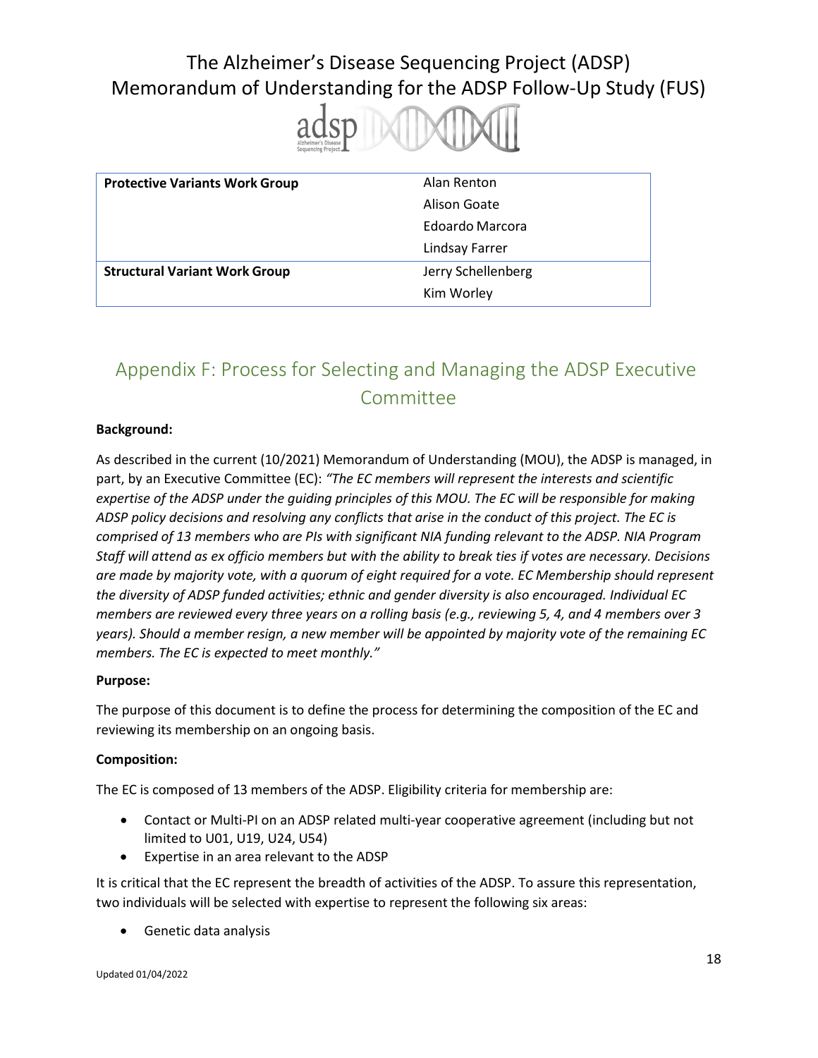| Protective Variants Work Group | Alan Renton |
| --- | --- |
| | Alison Goate |
| | Edoardo Marcora |
| | Lindsay Farrer |
| **Structural Variant Work Group** | Jerry Schellenberg |
| | Kim Worley |

## Appendix F: Process for Selecting and Managing the ADSP Executive Committee

**Background:**

As described in the current (10/2021) Memorandum of Understanding (MOU), the ADSP is managed, in part, by an Executive Committee (EC): *"The EC members will represent the interests and scientific expertise of the ADSP under the guiding principles of this MOU. The EC will be responsible for making ADSP policy decisions and resolving any conflicts that arise in the conduct of this project. The EC is comprised of 13 members who are PIs with significant NIA funding relevant to the ADSP. NIA Program Staff will attend as ex officio members but with the ability to break ties if votes are necessary. Decisions are made by majority vote, with a quorum of eight required for a vote. EC Membership should represent the diversity of ADSP funded activities; ethnic and gender diversity is also encouraged. Individual EC members are reviewed every three years on a rolling basis (e.g., reviewing 5, 4, and 4 members over 3 years). Should a member resign, a new member will be appointed by majority vote of the remaining EC members. The EC is expected to meet monthly."*

**Purpose:**

The purpose of this document is to define the process for determining the composition of the EC and reviewing its membership on an ongoing basis.

**Composition:**

The EC is composed of 13 members of the ADSP. Eligibility criteria for membership are:

- Contact or Multi-PI on an ADSP related multi-year cooperative agreement (including but not limited to U01, U19, U24, U54)
- Expertise in an area relevant to the ADSP

It is critical that the EC represent the breadth of activities of the ADSP. To assure this representation, two individuals will be selected with expertise to represent the following six areas:

- Genetic data analysis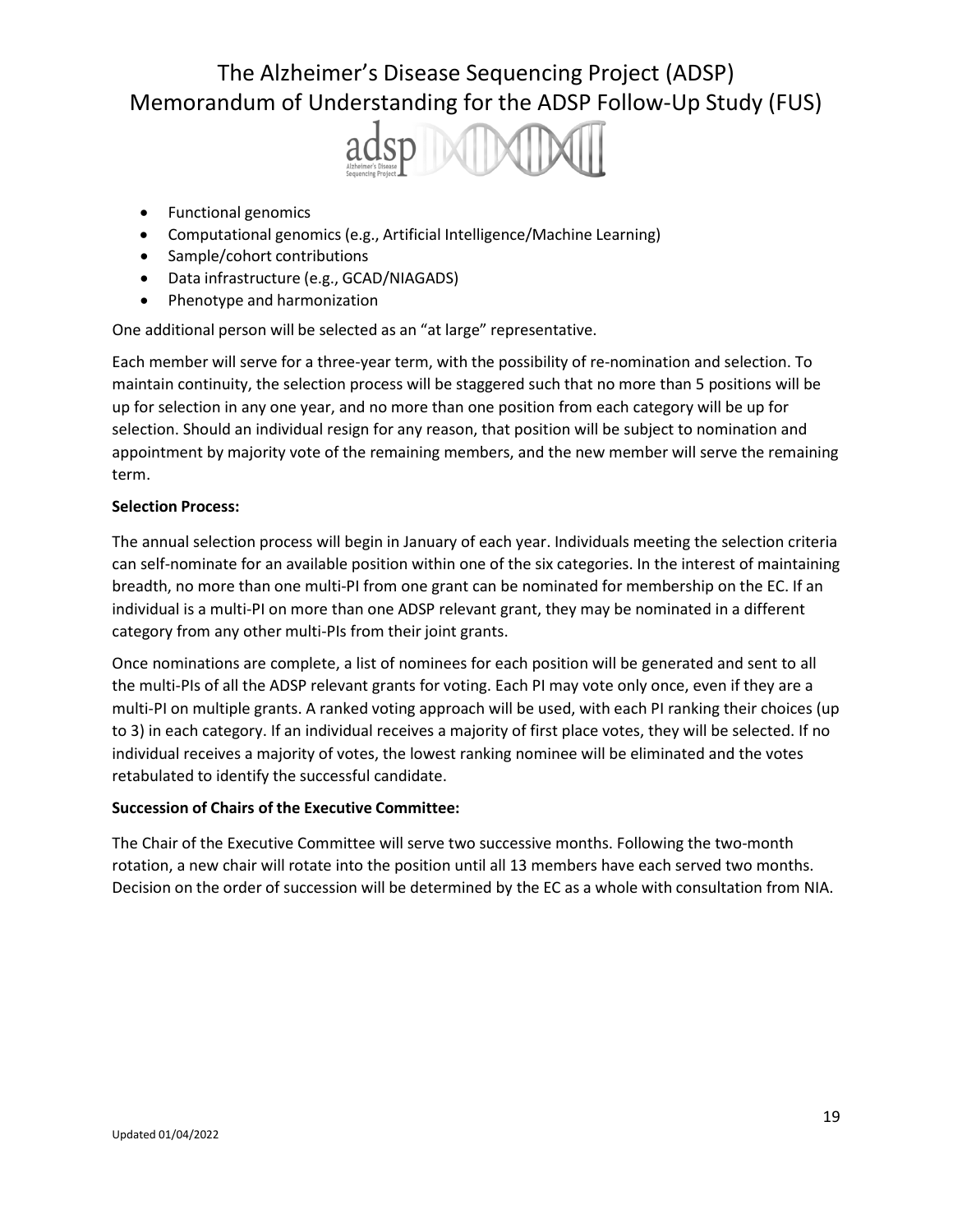- Functional genomics
- Computational genomics (e.g., Artificial Intelligence/Machine Learning)
- Sample/cohort contributions
- Data infrastructure (e.g., GCAD/NIAGADS)
- Phenotype and harmonization

One additional person will be selected as an "at large" representative.

Each member will serve for a three-year term, with the possibility of re-nomination and selection. To maintain continuity, the selection process will be staggered such that no more than 5 positions will be up for selection in any one year, and no more than one position from each category will be up for selection. Should an individual resign for any reason, that position will be subject to nomination and appointment by majority vote of the remaining members, and the new member will serve the remaining term.

**Selection Process:**

The annual selection process will begin in January of each year. Individuals meeting the selection criteria can self-nominate for an available position within one of the six categories. In the interest of maintaining breadth, no more than one multi-PI from one grant can be nominated for membership on the EC. If an individual is a multi-PI on more than one ADSP relevant grant, they may be nominated in a different category from any other multi-PIs from their joint grants.

Once nominations are complete, a list of nominees for each position will be generated and sent to all the multi-PIs of all the ADSP relevant grants for voting. Each PI may vote only once, even if they are a multi-PI on multiple grants. A ranked voting approach will be used, with each PI ranking their choices (up to 3) in each category. If an individual receives a majority of first place votes, they will be selected. If no individual receives a majority of votes, the lowest ranking nominee will be eliminated and the votes retabulated to identify the successful candidate.

**Succession of Chairs of the Executive Committee:**

The Chair of the Executive Committee will serve two successive months. Following the two-month rotation, a new chair will rotate into the position until all 13 members have each served two months. Decision on the order of succession will be determined by the EC as a whole with consultation from NIA.

Updated 01/04/2022